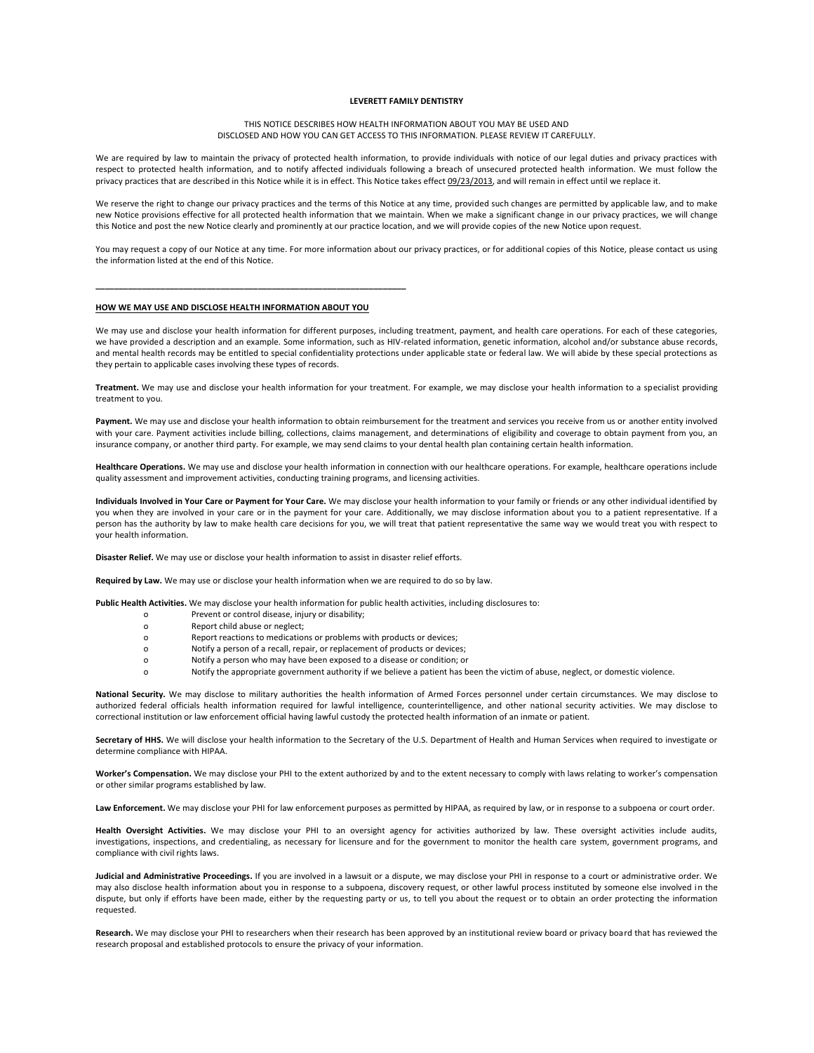# LEVERETT FAMILY DENTISTRY

THIS NOTICE DESCRIBES HOW HEALTH INFORMATION ABOUT YOU MAY BE USED AND DISCLOSED AND HOW YOU CAN GET ACCESS TO THIS INFORMATION. PLEASE REVIEW IT CAREFULLY.

We are required by law to maintain the privacy of protected health information, to provide individuals with notice of our legal duties and privacy practices with respect to protected health information, and to notify affected individuals following a breach of unsecured protected health information. We must follow the privacy practices that are described in this Notice while it is in effect. This Notice takes effect 09/23/2013, and will remain in effect until we replace it.

We reserve the right to change our privacy practices and the terms of this Notice at any time, provided such changes are permitted by applicable law, and to make new Notice provisions effective for all protected health information that we maintain. When we make a significant change in our privacy practices, we will change this Notice and post the new Notice clearly and prominently at our practice location, and we will provide copies of the new Notice upon request.

You may request a copy of our Notice at any time. For more information about our privacy practices, or for additional copies of this Notice, please contact us using the information listed at the end of this Notice.

---

## HOW WE MAY USE AND DISCLOSE HEALTH INFORMATION ABOUT YOU

We may use and disclose your health information for different purposes, including treatment, payment, and health care operations. For each of these categories, we have provided a description and an example. Some information, such as HIV-related information, genetic information, alcohol and/or substance abuse records, and mental health records may be entitled to special confidentiality protections under applicable state or federal law. We will abide by these special protections as they pertain to applicable cases involving these types of records.

**Treatment.** We may use and disclose your health information for your treatment. For example, we may disclose your health information to a specialist providing treatment to you.

**Payment.** We may use and disclose your health information to obtain reimbursement for the treatment and services you receive from us or another entity involved with your care. Payment activities include billing, collections, claims management, and determinations of eligibility and coverage to obtain payment from you, an insurance company, or another third party. For example, we may send claims to your dental health plan containing certain health information.

**Healthcare Operations.** We may use and disclose your health information in connection with our healthcare operations. For example, healthcare operations include quality assessment and improvement activities, conducting training programs, and licensing activities.

**Individuals Involved in Your Care or Payment for Your Care.** We may disclose your health information to your family or friends or any other individual identified by you when they are involved in your care or in the payment for your care. Additionally, we may disclose information about you to a patient representative. If a person has the authority by law to make health care decisions for you, we will treat that patient representative the same way we would treat you with respect to your health information.

**Disaster Relief.** We may use or disclose your health information to assist in disaster relief efforts.

**Required by Law.** We may use or disclose your health information when we are required to do so by law.

**Public Health Activities.** We may disclose your health information for public health activities, including disclosures to:

- Prevent or control disease, injury or disability;
- Report child abuse or neglect;
- Report reactions to medications or problems with products or devices;
- Notify a person of a recall, repair, or replacement of products or devices;
- Notify a person who may have been exposed to a disease or condition; or
- Notify the appropriate government authority if we believe a patient has been the victim of abuse, neglect, or domestic violence.

**National Security.** We may disclose to military authorities the health information of Armed Forces personnel under certain circumstances. We may disclose to authorized federal officials health information required for lawful intelligence, counterintelligence, and other national security activities. We may disclose to correctional institution or law enforcement official having lawful custody the protected health information of an inmate or patient.

**Secretary of HHS.** We will disclose your health information to the Secretary of the U.S. Department of Health and Human Services when required to investigate or determine compliance with HIPAA.

**Worker's Compensation.** We may disclose your PHI to the extent authorized by and to the extent necessary to comply with laws relating to worker's compensation or other similar programs established by law.

**Law Enforcement.** We may disclose your PHI for law enforcement purposes as permitted by HIPAA, as required by law, or in response to a subpoena or court order.

**Health Oversight Activities.** We may disclose your PHI to an oversight agency for activities authorized by law. These oversight activities include audits, investigations, inspections, and credentialing, as necessary for licensure and for the government to monitor the health care system, government programs, and compliance with civil rights laws.

**Judicial and Administrative Proceedings.** If you are involved in a lawsuit or a dispute, we may disclose your PHI in response to a court or administrative order. We may also disclose health information about you in response to a subpoena, discovery request, or other lawful process instituted by someone else involved in the dispute, but only if efforts have been made, either by the requesting party or us, to tell you about the request or to obtain an order protecting the information requested.

**Research.** We may disclose your PHI to researchers when their research has been approved by an institutional review board or privacy board that has reviewed the research proposal and established protocols to ensure the privacy of your information.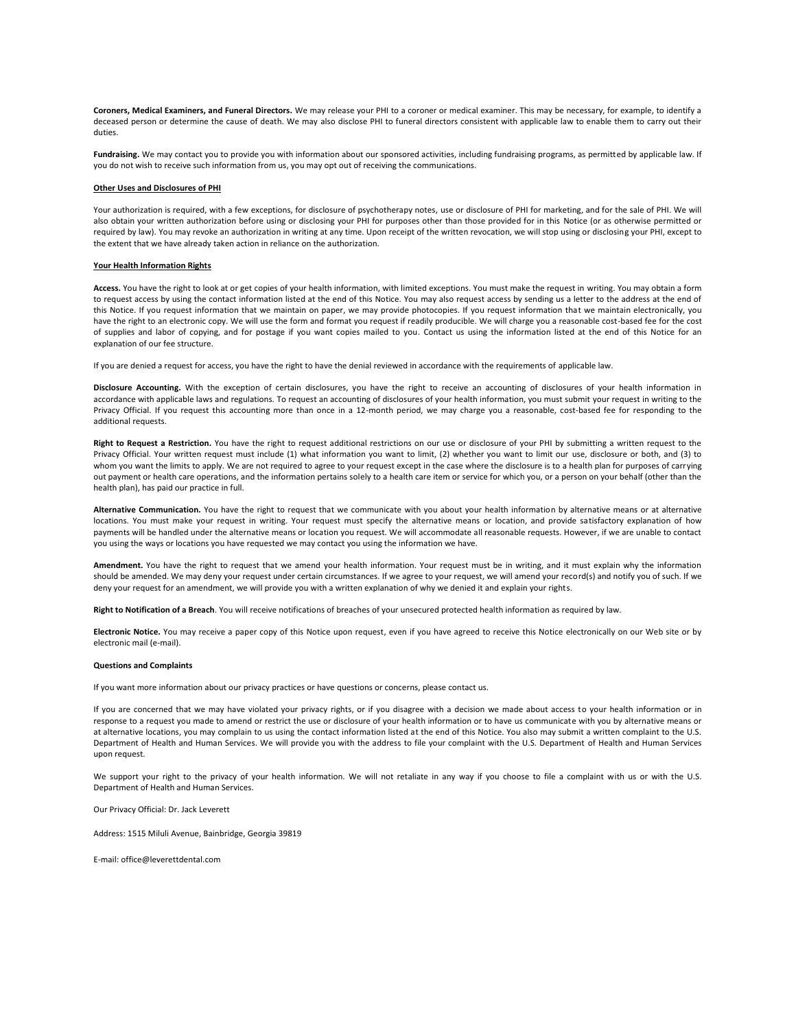**Coroners, Medical Examiners, and Funeral Directors.** We may release your PHI to a coroner or medical examiner. This may be necessary, for example, to identify a deceased person or determine the cause of death. We may also disclose PHI to funeral directors consistent with applicable law to enable them to carry out their duties.

**Fundraising.** We may contact you to provide you with information about our sponsored activities, including fundraising programs, as permitted by applicable law. If you do not wish to receive such information from us, you may opt out of receiving the communications.

**Other Uses and Disclosures of PHI**

Your authorization is required, with a few exceptions, for disclosure of psychotherapy notes, use or disclosure of PHI for marketing, and for the sale of PHI. We will also obtain your written authorization before using or disclosing your PHI for purposes other than those provided for in this Notice (or as otherwise permitted or required by law). You may revoke an authorization in writing at any time. Upon receipt of the written revocation, we will stop using or disclosing your PHI, except to the extent that we have already taken action in reliance on the authorization.

**Your Health Information Rights**

**Access.** You have the right to look at or get copies of your health information, with limited exceptions. You must make the request in writing. You may obtain a form to request access by using the contact information listed at the end of this Notice. You may also request access by sending us a letter to the address at the end of this Notice. If you request information that we maintain on paper, we may provide photocopies. If you request information that we maintain electronically, you have the right to an electronic copy. We will use the form and format you request if readily producible. We will charge you a reasonable cost-based fee for the cost of supplies and labor of copying, and for postage if you want copies mailed to you. Contact us using the information listed at the end of this Notice for an explanation of our fee structure.

If you are denied a request for access, you have the right to have the denial reviewed in accordance with the requirements of applicable law.

**Disclosure Accounting.** With the exception of certain disclosures, you have the right to receive an accounting of disclosures of your health information in accordance with applicable laws and regulations. To request an accounting of disclosures of your health information, you must submit your request in writing to the Privacy Official. If you request this accounting more than once in a 12-month period, we may charge you a reasonable, cost-based fee for responding to the additional requests.

**Right to Request a Restriction.** You have the right to request additional restrictions on our use or disclosure of your PHI by submitting a written request to the Privacy Official. Your written request must include (1) what information you want to limit, (2) whether you want to limit our use, disclosure or both, and (3) to whom you want the limits to apply. We are not required to agree to your request except in the case where the disclosure is to a health plan for purposes of carrying out payment or health care operations, and the information pertains solely to a health care item or service for which you, or a person on your behalf (other than the health plan), has paid our practice in full.

**Alternative Communication.** You have the right to request that we communicate with you about your health information by alternative means or at alternative locations. You must make your request in writing. Your request must specify the alternative means or location, and provide satisfactory explanation of how payments will be handled under the alternative means or location you request. We will accommodate all reasonable requests. However, if we are unable to contact you using the ways or locations you have requested we may contact you using the information we have.

**Amendment.** You have the right to request that we amend your health information. Your request must be in writing, and it must explain why the information should be amended. We may deny your request under certain circumstances. If we agree to your request, we will amend your record(s) and notify you of such. If we deny your request for an amendment, we will provide you with a written explanation of why we denied it and explain your rights.

**Right to Notification of a Breach**. You will receive notifications of breaches of your unsecured protected health information as required by law.

**Electronic Notice.** You may receive a paper copy of this Notice upon request, even if you have agreed to receive this Notice electronically on our Web site or by electronic mail (e-mail).

**Questions and Complaints**

If you want more information about our privacy practices or have questions or concerns, please contact us.

If you are concerned that we may have violated your privacy rights, or if you disagree with a decision we made about access to your health information or in response to a request you made to amend or restrict the use or disclosure of your health information or to have us communicate with you by alternative means or at alternative locations, you may complain to us using the contact information listed at the end of this Notice. You also may submit a written complaint to the U.S. Department of Health and Human Services. We will provide you with the address to file your complaint with the U.S. Department of Health and Human Services upon request.

We support your right to the privacy of your health information. We will not retaliate in any way if you choose to file a complaint with us or with the U.S. Department of Health and Human Services.

Our Privacy Official: Dr. Jack Leverett

Address: 1515 Miluli Avenue, Bainbridge, Georgia 39819

E-mail: office@leverettdental.com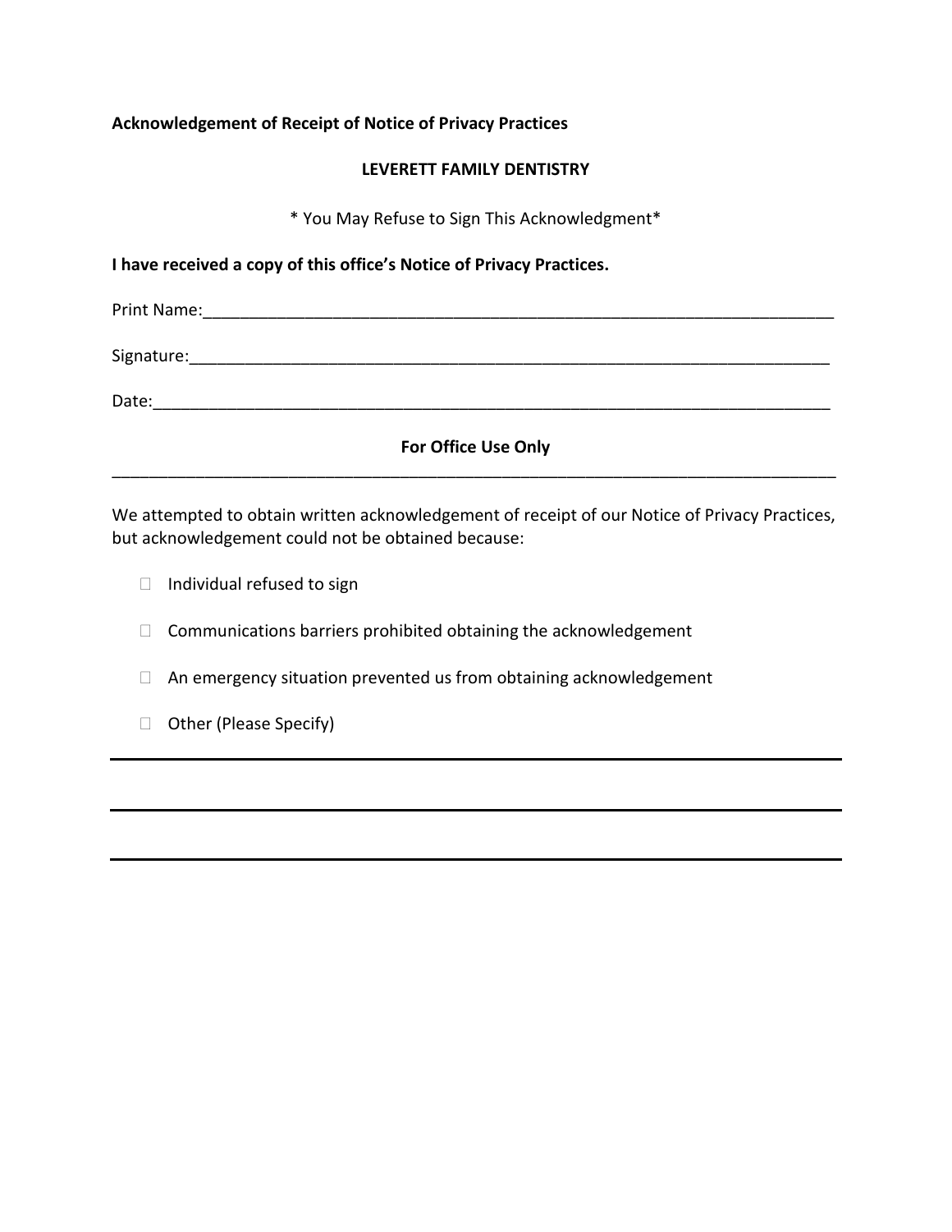**Acknowledgement of Receipt of Notice of Privacy Practices**

**LEVERETT FAMILY DENTISTRY**

* You May Refuse to Sign This Acknowledgment*

**I have received a copy of this office's Notice of Privacy Practices.**

Print Name:_______________________________________________________________________

Signature:_______________________________________________________________________

Date:___________________________________________________________________________

**For Office Use Only**

---

We attempted to obtain written acknowledgement of receipt of our Notice of Privacy Practices, but acknowledgement could not be obtained because:

- ☐ Individual refused to sign
- ☐ Communications barriers prohibited obtaining the acknowledgement
- ☐ An emergency situation prevented us from obtaining acknowledgement
- ☐ Other (Please Specify)

_______________________________________________________________________________

_______________________________________________________________________________

_______________________________________________________________________________